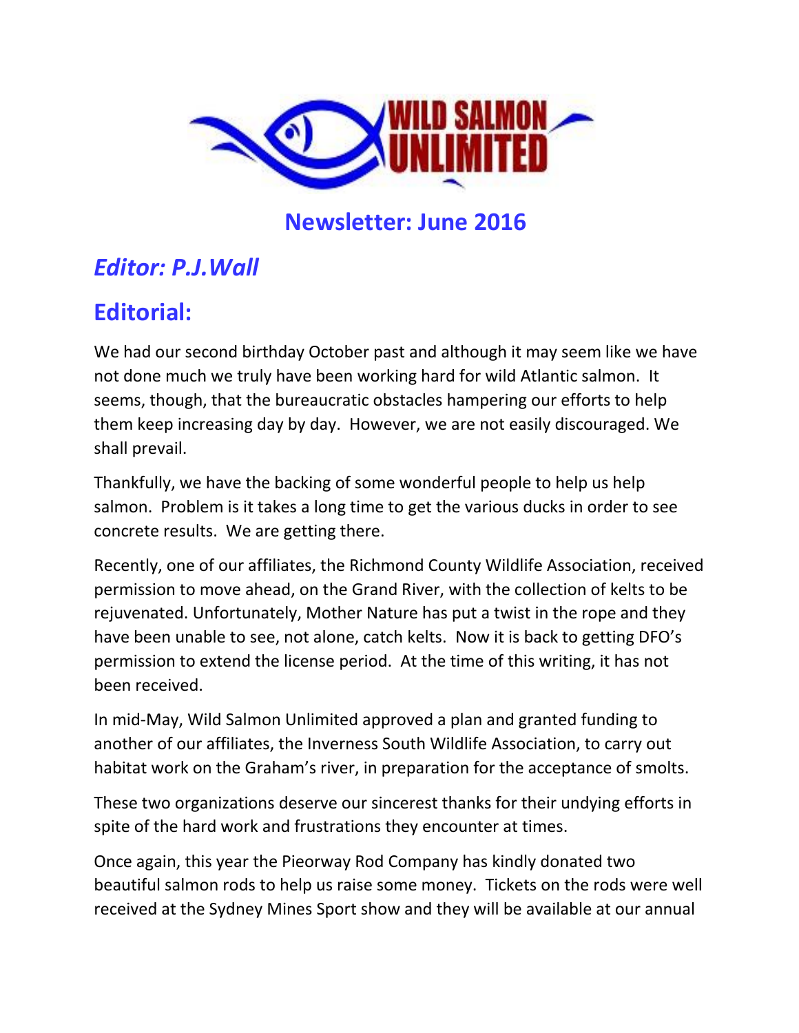WILD SALMON UNLIMITED

## Newsletter: June 2016

## *Editor: P.J.Wall*

## Editorial:

We had our second birthday October past and although it may seem like we have not done much we truly have been working hard for wild Atlantic salmon. It seems, though, that the bureaucratic obstacles hampering our efforts to help them keep increasing day by day. However, we are not easily discouraged. We shall prevail.

Thankfully, we have the backing of some wonderful people to help us help salmon. Problem is it takes a long time to get the various ducks in order to see concrete results. We are getting there.

Recently, one of our affiliates, the Richmond County Wildlife Association, received permission to move ahead, on the Grand River, with the collection of kelts to be rejuvenated. Unfortunately, Mother Nature has put a twist in the rope and they have been unable to see, not alone, catch kelts. Now it is back to getting DFO's permission to extend the license period. At the time of this writing, it has not been received.

In mid-May, Wild Salmon Unlimited approved a plan and granted funding to another of our affiliates, the Inverness South Wildlife Association, to carry out habitat work on the Graham's river, in preparation for the acceptance of smolts.

These two organizations deserve our sincerest thanks for their undying efforts in spite of the hard work and frustrations they encounter at times.

Once again, this year the Pieorway Rod Company has kindly donated two beautiful salmon rods to help us raise some money. Tickets on the rods were well received at the Sydney Mines Sport show and they will be available at our annual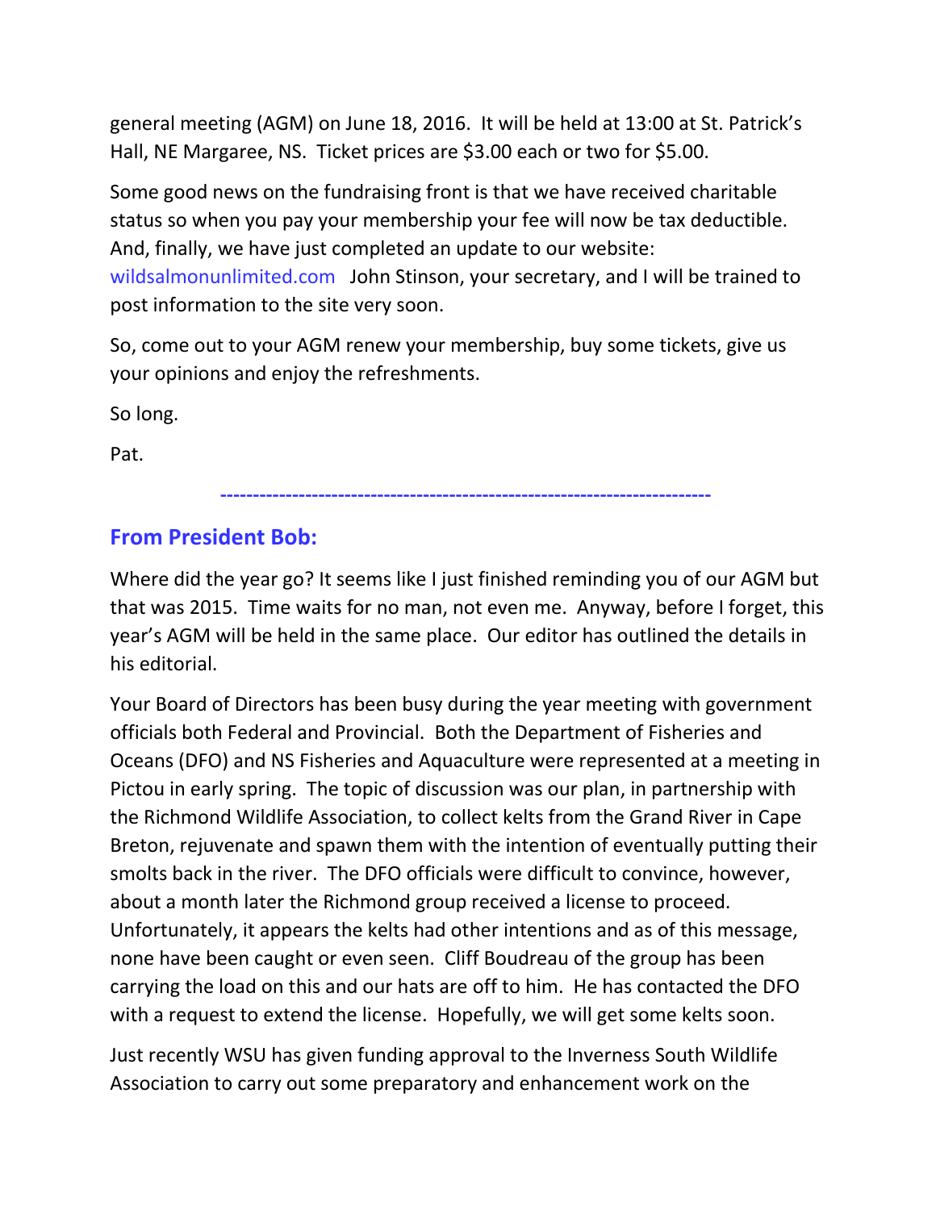general meeting (AGM) on June 18, 2016. It will be held at 13:00 at St. Patrick's Hall, NE Margaree, NS. Ticket prices are $3.00 each or two for $5.00.

Some good news on the fundraising front is that we have received charitable status so when you pay your membership your fee will now be tax deductible. And, finally, we have just completed an update to our website: wildsalmonunlimited.com John Stinson, your secretary, and I will be trained to post information to the site very soon.

So, come out to your AGM renew your membership, buy some tickets, give us your opinions and enjoy the refreshments.

So long.

Pat.

---

## From President Bob:

Where did the year go? It seems like I just finished reminding you of our AGM but that was 2015. Time waits for no man, not even me. Anyway, before I forget, this year's AGM will be held in the same place. Our editor has outlined the details in his editorial.

Your Board of Directors has been busy during the year meeting with government officials both Federal and Provincial. Both the Department of Fisheries and Oceans (DFO) and NS Fisheries and Aquaculture were represented at a meeting in Pictou in early spring. The topic of discussion was our plan, in partnership with the Richmond Wildlife Association, to collect kelts from the Grand River in Cape Breton, rejuvenate and spawn them with the intention of eventually putting their smolts back in the river. The DFO officials were difficult to convince, however, about a month later the Richmond group received a license to proceed. Unfortunately, it appears the kelts had other intentions and as of this message, none have been caught or even seen. Cliff Boudreau of the group has been carrying the load on this and our hats are off to him. He has contacted the DFO with a request to extend the license. Hopefully, we will get some kelts soon.

Just recently WSU has given funding approval to the Inverness South Wildlife Association to carry out some preparatory and enhancement work on the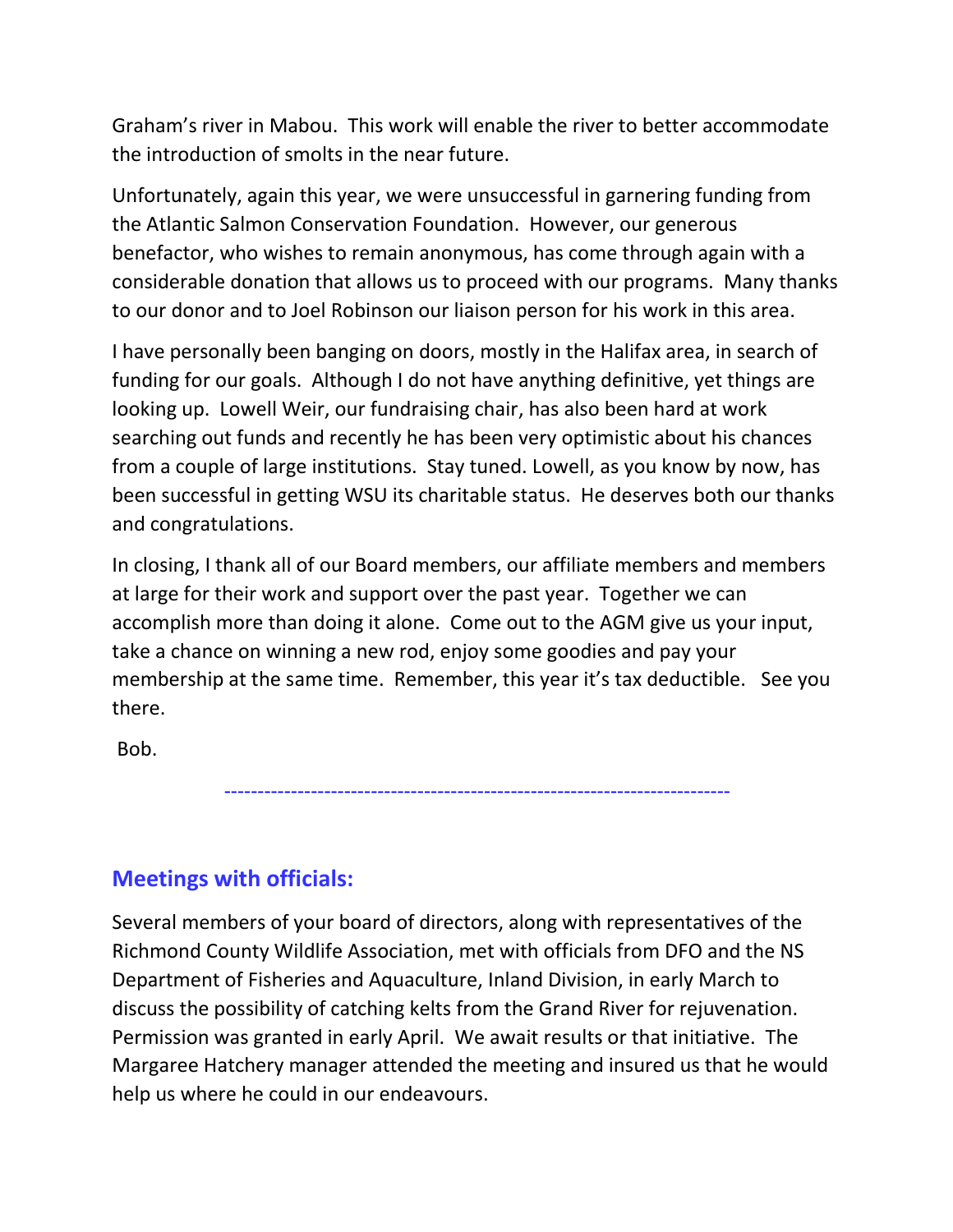Graham's river in Mabou. This work will enable the river to better accommodate the introduction of smolts in the near future.

Unfortunately, again this year, we were unsuccessful in garnering funding from the Atlantic Salmon Conservation Foundation. However, our generous benefactor, who wishes to remain anonymous, has come through again with a considerable donation that allows us to proceed with our programs. Many thanks to our donor and to Joel Robinson our liaison person for his work in this area.

I have personally been banging on doors, mostly in the Halifax area, in search of funding for our goals. Although I do not have anything definitive, yet things are looking up. Lowell Weir, our fundraising chair, has also been hard at work searching out funds and recently he has been very optimistic about his chances from a couple of large institutions. Stay tuned. Lowell, as you know by now, has been successful in getting WSU its charitable status. He deserves both our thanks and congratulations.

In closing, I thank all of our Board members, our affiliate members and members at large for their work and support over the past year. Together we can accomplish more than doing it alone. Come out to the AGM give us your input, take a chance on winning a new rod, enjoy some goodies and pay your membership at the same time. Remember, this year it's tax deductible. See you there.

Bob.

---

## Meetings with officials:

Several members of your board of directors, along with representatives of the Richmond County Wildlife Association, met with officials from DFO and the NS Department of Fisheries and Aquaculture, Inland Division, in early March to discuss the possibility of catching kelts from the Grand River for rejuvenation. Permission was granted in early April. We await results or that initiative. The Margaree Hatchery manager attended the meeting and insured us that he would help us where he could in our endeavours.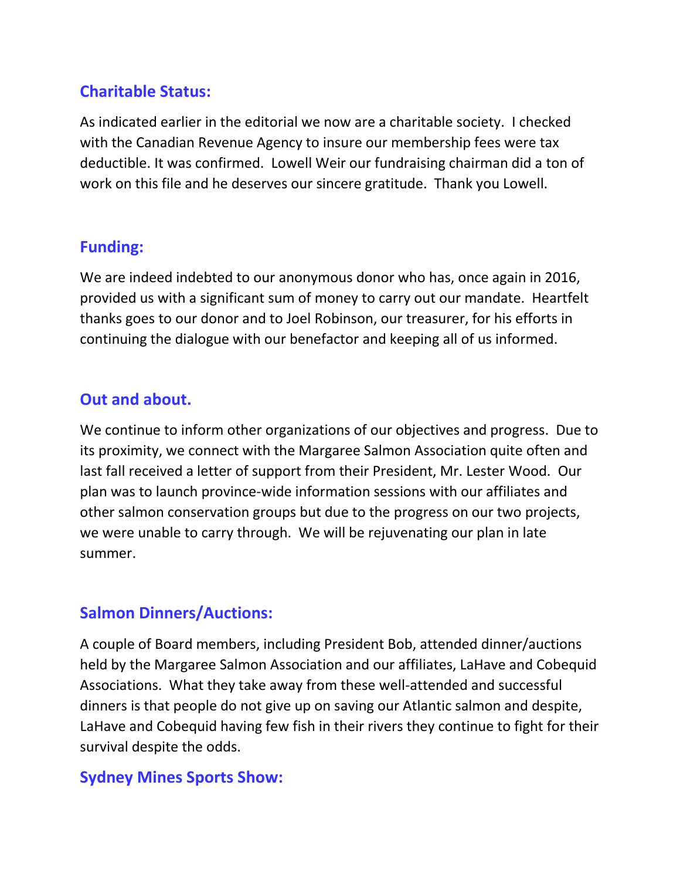## Charitable Status:

As indicated earlier in the editorial we now are a charitable society. I checked with the Canadian Revenue Agency to insure our membership fees were tax deductible. It was confirmed. Lowell Weir our fundraising chairman did a ton of work on this file and he deserves our sincere gratitude. Thank you Lowell.

## Funding:

We are indeed indebted to our anonymous donor who has, once again in 2016, provided us with a significant sum of money to carry out our mandate. Heartfelt thanks goes to our donor and to Joel Robinson, our treasurer, for his efforts in continuing the dialogue with our benefactor and keeping all of us informed.

## Out and about.

We continue to inform other organizations of our objectives and progress. Due to its proximity, we connect with the Margaree Salmon Association quite often and last fall received a letter of support from their President, Mr. Lester Wood. Our plan was to launch province-wide information sessions with our affiliates and other salmon conservation groups but due to the progress on our two projects, we were unable to carry through. We will be rejuvenating our plan in late summer.

## Salmon Dinners/Auctions:

A couple of Board members, including President Bob, attended dinner/auctions held by the Margaree Salmon Association and our affiliates, LaHave and Cobequid Associations. What they take away from these well-attended and successful dinners is that people do not give up on saving our Atlantic salmon and despite, LaHave and Cobequid having few fish in their rivers they continue to fight for their survival despite the odds.

## Sydney Mines Sports Show: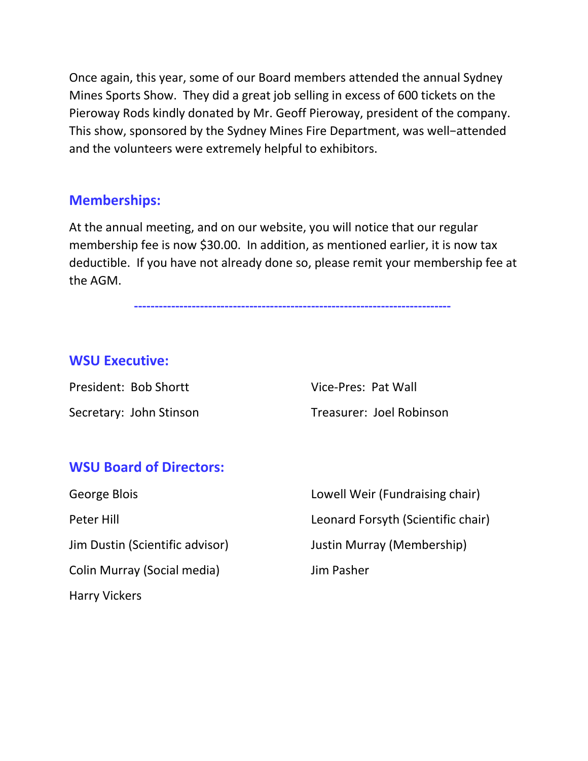Once again, this year, some of our Board members attended the annual Sydney Mines Sports Show. They did a great job selling in excess of 600 tickets on the Pieroway Rods kindly donated by Mr. Geoff Pieroway, president of the company. This show, sponsored by the Sydney Mines Fire Department, was well–attended and the volunteers were extremely helpful to exhibitors.

## Memberships:

At the annual meeting, and on our website, you will notice that our regular membership fee is now $30.00. In addition, as mentioned earlier, it is now tax deductible. If you have not already done so, please remit your membership fee at the AGM.

---

## WSU Executive:

President: Bob Shortt

Vice-Pres: Pat Wall

Secretary: John Stinson

Treasurer: Joel Robinson

## WSU Board of Directors:

George Blois

Lowell Weir (Fundraising chair)

Peter Hill

Leonard Forsyth (Scientific chair)

Jim Dustin (Scientific advisor)

Justin Murray (Membership)

Colin Murray (Social media)

Jim Pasher

Harry Vickers